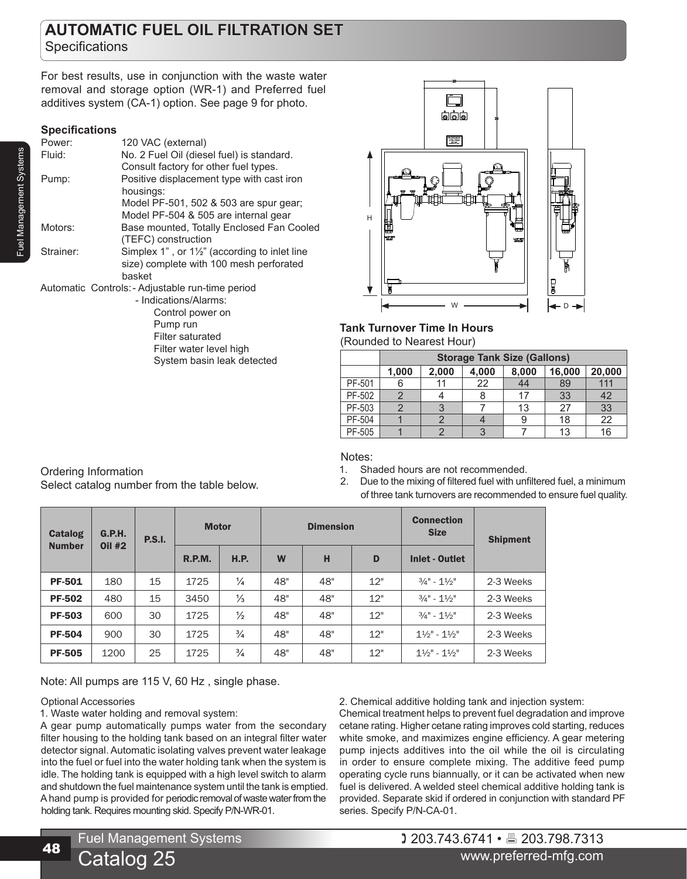# AUTOMATIC FUEL OIL FILTRATION SET

Specifications

For best results, use in conjunction with the waste water removal and storage option (WR-1) and Preferred fuel additives system (CA-1) option. See page 9 for photo.

### Specifications

Power: 120 VAC (external)

Fluid: No. 2 Fuel Oil (diesel fuel) is standard. Consult factory for other fuel types.

Pump: Positive displacement type with cast iron housings:
Model PF-501, 502 & 503 are spur gear;
Model PF-504 & 505 are internal gear

Motors: Base mounted, Totally Enclosed Fan Cooled (TEFC) construction

Strainer: Simplex 1" , or 1½" (according to inlet line size) complete with 100 mesh perforated basket

Automatic Controls:
- Adjustable run-time period
- Indications/Alarms:
  - Control power on
  - Pump run
  - Filter saturated
  - Filter water level high
  - System basin leak detected

### Tank Turnover Time In Hours

(Rounded to Nearest Hour)

| | Storage Tank Size (Gallons) | | | | | |
|---|---|---|---|---|---|---|
| | 1,000 | 2,000 | 4,000 | 8,000 | 16,000 | 20,000 |
| PF-501 | 6 | 11 | 22 | 44 | 89 | 111 |
| PF-502 | 2 | 4 | 8 | 17 | 33 | 42 |
| PF-503 | 2 | 3 | 7 | 13 | 27 | 33 |
| PF-504 | 1 | 2 | 4 | 9 | 18 | 22 |
| PF-505 | 1 | 2 | 3 | 7 | 13 | 16 |

Notes:

1. Shaded hours are not recommended.
2. Due to the mixing of filtered fuel with unfiltered fuel, a minimum of three tank turnovers are recommended to ensure fuel quality.

Ordering Information
Select catalog number from the table below.

| Catalog Number | G.P.H. Oil #2 | P.S.I. | Motor | | Dimension | | | Connection Size | Shipment |
|---|---|---|---|---|---|---|---|---|---|
| | | | R.P.M. | H.P. | W | H | D | Inlet - Outlet | |
| **PF-501** | 180 | 15 | 1725 | ¼ | 48" | 48" | 12" | ¾" - 1½" | 2-3 Weeks |
| **PF-502** | 480 | 15 | 3450 | ⅓ | 48" | 48" | 12" | ¾" - 1½" | 2-3 Weeks |
| **PF-503** | 600 | 30 | 1725 | ½ | 48" | 48" | 12" | ¾" - 1½" | 2-3 Weeks |
| **PF-504** | 900 | 30 | 1725 | ¾ | 48" | 48" | 12" | 1½" - 1½" | 2-3 Weeks |
| **PF-505** | 1200 | 25 | 1725 | ¾ | 48" | 48" | 12" | 1½" - 1½" | 2-3 Weeks |

Note: All pumps are 115 V, 60 Hz , single phase.

Optional Accessories

1. Waste water holding and removal system:
A gear pump automatically pumps water from the secondary filter housing to the holding tank based on an integral filter water detector signal. Automatic isolating valves prevent water leakage into the fuel or fuel into the water holding tank when the system is idle. The holding tank is equipped with a high level switch to alarm and shutdown the fuel maintenance system until the tank is emptied. A hand pump is provided for periodic removal of waste water from the holding tank. Requires mounting skid. Specify P/N-WR-01.

2. Chemical additive holding tank and injection system:
Chemical treatment helps to prevent fuel degradation and improve cetane rating. Higher cetane rating improves cold starting, reduces white smoke, and maximizes engine efficiency. A gear metering pump injects additives into the oil while the oil is circulating in order to ensure complete mixing. The additive feed pump operating cycle runs biannually, or it can be activated when new fuel is delivered. A welded steel chemical additive holding tank is provided. Separate skid if ordered in conjunction with standard PF series. Specify P/N-CA-01.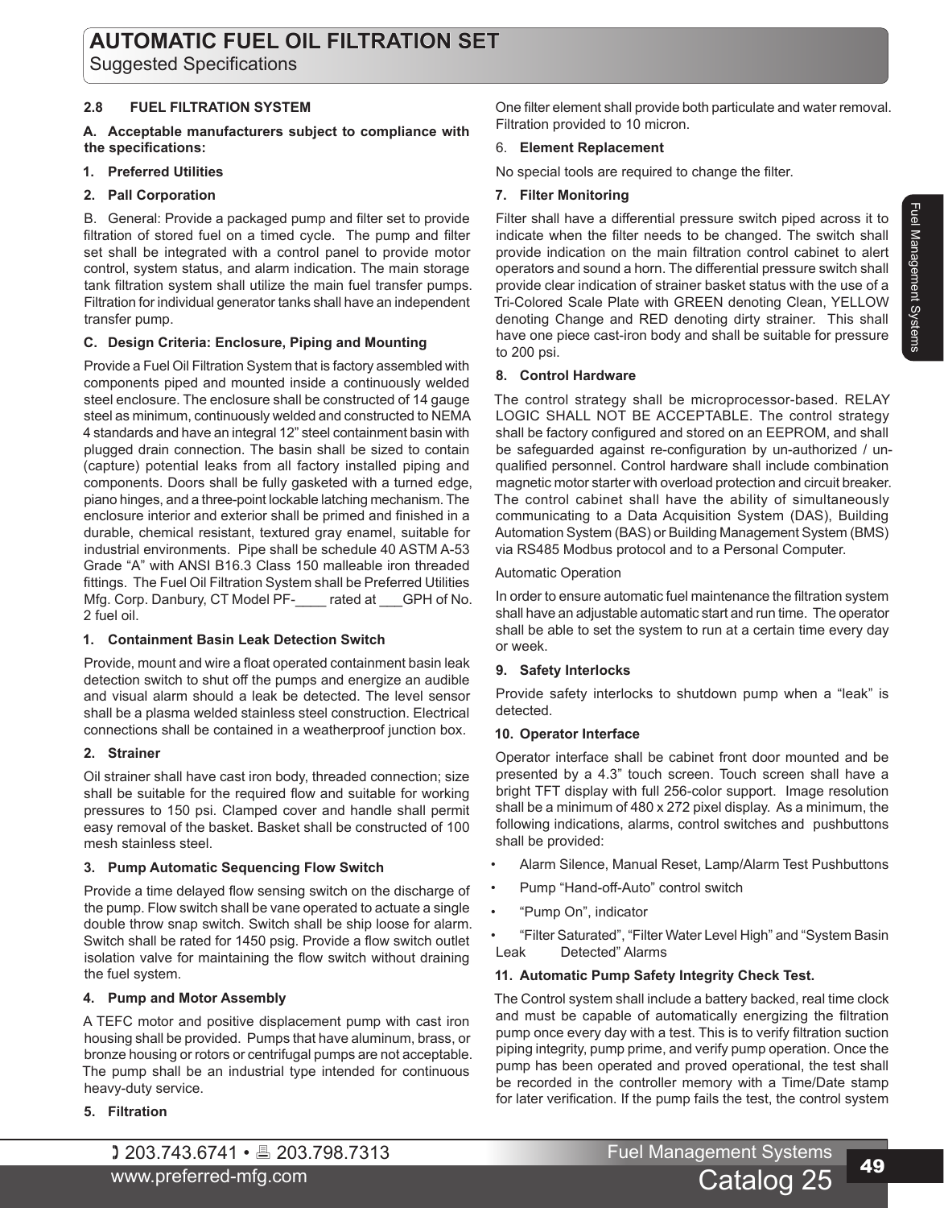## 2.8 FUEL FILTRATION SYSTEM

**A. Acceptable manufacturers subject to compliance with the specifications:**

1. **Preferred Utilities**
2. **Pall Corporation**

B. General: Provide a packaged pump and filter set to provide filtration of stored fuel on a timed cycle. The pump and filter set shall be integrated with a control panel to provide motor control, system status, and alarm indication. The main storage tank filtration system shall utilize the main fuel transfer pumps. Filtration for individual generator tanks shall have an independent transfer pump.

**C. Design Criteria: Enclosure, Piping and Mounting**

Provide a Fuel Oil Filtration System that is factory assembled with components piped and mounted inside a continuously welded steel enclosure. The enclosure shall be constructed of 14 gauge steel as minimum, continuously welded and constructed to NEMA 4 standards and have an integral 12" steel containment basin with plugged drain connection. The basin shall be sized to contain (capture) potential leaks from all factory installed piping and components. Doors shall be fully gasketed with a turned edge, piano hinges, and a three-point lockable latching mechanism. The enclosure interior and exterior shall be primed and finished in a durable, chemical resistant, textured gray enamel, suitable for industrial environments. Pipe shall be schedule 40 ASTM A-53 Grade "A" with ANSI B16.3 Class 150 malleable iron threaded fittings. The Fuel Oil Filtration System shall be Preferred Utilities Mfg. Corp. Danbury, CT Model PF-____ rated at ___GPH of No. 2 fuel oil.

**1. Containment Basin Leak Detection Switch**

Provide, mount and wire a float operated containment basin leak detection switch to shut off the pumps and energize an audible and visual alarm should a leak be detected. The level sensor shall be a plasma welded stainless steel construction. Electrical connections shall be contained in a weatherproof junction box.

**2. Strainer**

Oil strainer shall have cast iron body, threaded connection; size shall be suitable for the required flow and suitable for working pressures to 150 psi. Clamped cover and handle shall permit easy removal of the basket. Basket shall be constructed of 100 mesh stainless steel.

**3. Pump Automatic Sequencing Flow Switch**

Provide a time delayed flow sensing switch on the discharge of the pump. Flow switch shall be vane operated to actuate a single double throw snap switch. Switch shall be ship loose for alarm. Switch shall be rated for 1450 psig. Provide a flow switch outlet isolation valve for maintaining the flow switch without draining the fuel system.

**4. Pump and Motor Assembly**

A TEFC motor and positive displacement pump with cast iron housing shall be provided. Pumps that have aluminum, brass, or bronze housing or rotors or centrifugal pumps are not acceptable. The pump shall be an industrial type intended for continuous heavy-duty service.

**5. Filtration**

One filter element shall provide both particulate and water removal. Filtration provided to 10 micron.

6. **Element Replacement**

No special tools are required to change the filter.

**7. Filter Monitoring**

Filter shall have a differential pressure switch piped across it to indicate when the filter needs to be changed. The switch shall provide indication on the main filtration control cabinet to alert operators and sound a horn. The differential pressure switch shall provide clear indication of strainer basket status with the use of a Tri-Colored Scale Plate with GREEN denoting Clean, YELLOW denoting Change and RED denoting dirty strainer. This shall have one piece cast-iron body and shall be suitable for pressure to 200 psi.

**8. Control Hardware**

The control strategy shall be microprocessor-based. RELAY LOGIC SHALL NOT BE ACCEPTABLE. The control strategy shall be factory configured and stored on an EEPROM, and shall be safeguarded against re-configuration by un-authorized / un-qualified personnel. Control hardware shall include combination magnetic motor starter with overload protection and circuit breaker. The control cabinet shall have the ability of simultaneously communicating to a Data Acquisition System (DAS), Building Automation System (BAS) or Building Management System (BMS) via RS485 Modbus protocol and to a Personal Computer.

Automatic Operation

In order to ensure automatic fuel maintenance the filtration system shall have an adjustable automatic start and run time. The operator shall be able to set the system to run at a certain time every day or week.

**9. Safety Interlocks**

Provide safety interlocks to shutdown pump when a "leak" is detected.

**10. Operator Interface**

Operator interface shall be cabinet front door mounted and be presented by a 4.3" touch screen. Touch screen shall have a bright TFT display with full 256-color support. Image resolution shall be a minimum of 480 x 272 pixel display. As a minimum, the following indications, alarms, control switches and pushbuttons shall be provided:

- Alarm Silence, Manual Reset, Lamp/Alarm Test Pushbuttons
- Pump "Hand-off-Auto" control switch
- "Pump On", indicator
- "Filter Saturated", "Filter Water Level High" and "System Basin Leak Detected" Alarms

**11. Automatic Pump Safety Integrity Check Test.**

The Control system shall include a battery backed, real time clock and must be capable of automatically energizing the filtration pump once every day with a test. This is to verify filtration suction piping integrity, pump prime, and verify pump operation. Once the pump has been operated and proved operational, the test shall be recorded in the controller memory with a Time/Date stamp for later verification. If the pump fails the test, the control system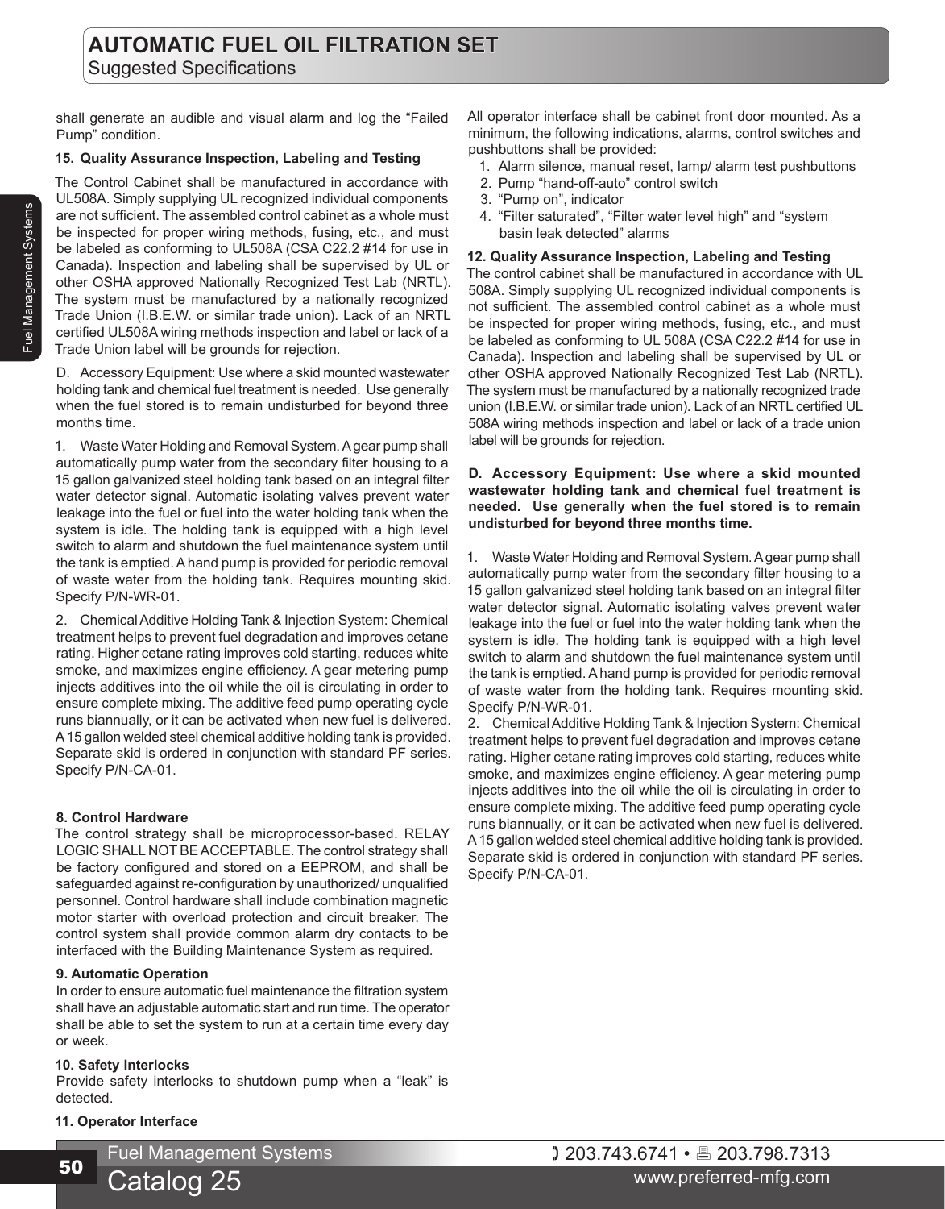shall generate an audible and visual alarm and log the "Failed Pump" condition.

**15. Quality Assurance Inspection, Labeling and Testing**

The Control Cabinet shall be manufactured in accordance with UL508A. Simply supplying UL recognized individual components are not sufficient. The assembled control cabinet as a whole must be inspected for proper wiring methods, fusing, etc., and must be labeled as conforming to UL508A (CSA C22.2 #14 for use in Canada). Inspection and labeling shall be supervised by UL or other OSHA approved Nationally Recognized Test Lab (NRTL). The system must be manufactured by a nationally recognized Trade Union (I.B.E.W. or similar trade union). Lack of an NRTL certified UL508A wiring methods inspection and label or lack of a Trade Union label will be grounds for rejection.

D. Accessory Equipment: Use where a skid mounted wastewater holding tank and chemical fuel treatment is needed. Use generally when the fuel stored is to remain undisturbed for beyond three months time.

1. Waste Water Holding and Removal System. A gear pump shall automatically pump water from the secondary filter housing to a 15 gallon galvanized steel holding tank based on an integral filter water detector signal. Automatic isolating valves prevent water leakage into the fuel or fuel into the water holding tank when the system is idle. The holding tank is equipped with a high level switch to alarm and shutdown the fuel maintenance system until the tank is emptied. A hand pump is provided for periodic removal of waste water from the holding tank. Requires mounting skid. Specify P/N-WR-01.

2. Chemical Additive Holding Tank & Injection System: Chemical treatment helps to prevent fuel degradation and improves cetane rating. Higher cetane rating improves cold starting, reduces white smoke, and maximizes engine efficiency. A gear metering pump injects additives into the oil while the oil is circulating in order to ensure complete mixing. The additive feed pump operating cycle runs biannually, or it can be activated when new fuel is delivered. A 15 gallon welded steel chemical additive holding tank is provided. Separate skid is ordered in conjunction with standard PF series. Specify P/N-CA-01.

**8. Control Hardware**

The control strategy shall be microprocessor-based. RELAY LOGIC SHALL NOT BE ACCEPTABLE. The control strategy shall be factory configured and stored on a EEPROM, and shall be safeguarded against re-configuration by unauthorized/ unqualified personnel. Control hardware shall include combination magnetic motor starter with overload protection and circuit breaker. The control system shall provide common alarm dry contacts to be interfaced with the Building Maintenance System as required.

**9. Automatic Operation**

In order to ensure automatic fuel maintenance the filtration system shall have an adjustable automatic start and run time. The operator shall be able to set the system to run at a certain time every day or week.

**10. Safety Interlocks**

Provide safety interlocks to shutdown pump when a "leak" is detected.

**11. Operator Interface**

All operator interface shall be cabinet front door mounted. As a minimum, the following indications, alarms, control switches and pushbuttons shall be provided:

1. Alarm silence, manual reset, lamp/ alarm test pushbuttons
2. Pump "hand-off-auto" control switch
3. "Pump on", indicator
4. "Filter saturated", "Filter water level high" and "system basin leak detected" alarms

**12. Quality Assurance Inspection, Labeling and Testing**

The control cabinet shall be manufactured in accordance with UL 508A. Simply supplying UL recognized individual components is not sufficient. The assembled control cabinet as a whole must be inspected for proper wiring methods, fusing, etc., and must be labeled as conforming to UL 508A (CSA C22.2 #14 for use in Canada). Inspection and labeling shall be supervised by UL or other OSHA approved Nationally Recognized Test Lab (NRTL). The system must be manufactured by a nationally recognized trade union (I.B.E.W. or similar trade union). Lack of an NRTL certified UL 508A wiring methods inspection and label or lack of a trade union label will be grounds for rejection.

**D. Accessory Equipment: Use where a skid mounted wastewater holding tank and chemical fuel treatment is needed. Use generally when the fuel stored is to remain undisturbed for beyond three months time.**

1. Waste Water Holding and Removal System. A gear pump shall automatically pump water from the secondary filter housing to a 15 gallon galvanized steel holding tank based on an integral filter water detector signal. Automatic isolating valves prevent water leakage into the fuel or fuel into the water holding tank when the system is idle. The holding tank is equipped with a high level switch to alarm and shutdown the fuel maintenance system until the tank is emptied. A hand pump is provided for periodic removal of waste water from the holding tank. Requires mounting skid. Specify P/N-WR-01.

2. Chemical Additive Holding Tank & Injection System: Chemical treatment helps to prevent fuel degradation and improves cetane rating. Higher cetane rating improves cold starting, reduces white smoke, and maximizes engine efficiency. A gear metering pump injects additives into the oil while the oil is circulating in order to ensure complete mixing. The additive feed pump operating cycle runs biannually, or it can be activated when new fuel is delivered. A 15 gallon welded steel chemical additive holding tank is provided. Separate skid is ordered in conjunction with standard PF series. Specify P/N-CA-01.